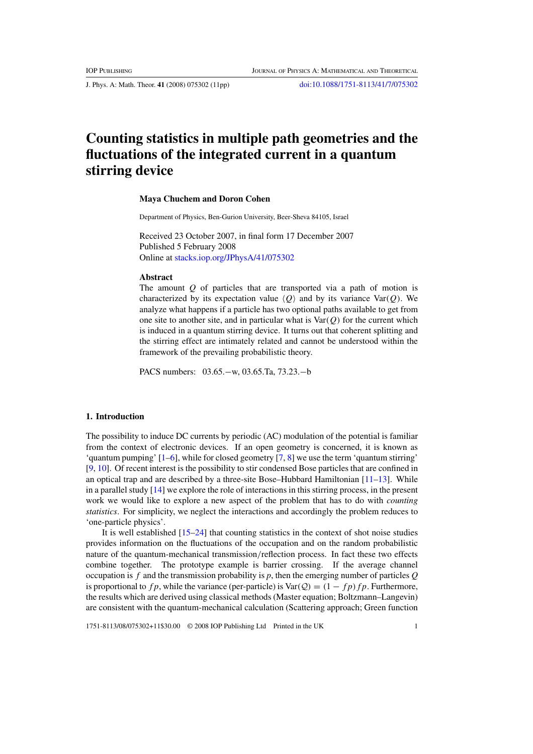# Counting statistics in multiple path geometries and the fluctuations of the integrated current in a quantum stirring device

**Maya Chuchem and Doron Cohen**

Department of Physics, Ben-Gurion University, Beer-Sheva 84105, Israel

Received 23 October 2007, in final form 17 December 2007
Published 5 February 2008
Online at stacks.iop.org/JPhysA/41/075302

### Abstract

The amount $Q$ of particles that are transported via a path of motion is characterized by its expectation value $\langle Q \rangle$ and by its variance $\text{Var}(Q)$. We analyze what happens if a particle has two optional paths available to get from one site to another site, and in particular what is $\text{Var}(Q)$ for the current which is induced in a quantum stirring device. It turns out that coherent splitting and the stirring effect are intimately related and cannot be understood within the framework of the prevailing probabilistic theory.

PACS numbers: 03.65.−w, 03.65.Ta, 73.23.−b

## 1. Introduction

The possibility to induce DC currents by periodic (AC) modulation of the potential is familiar from the context of electronic devices. If an open geometry is concerned, it is known as 'quantum pumping' [1–6], while for closed geometry [7, 8] we use the term 'quantum stirring' [9, 10]. Of recent interest is the possibility to stir condensed Bose particles that are confined in an optical trap and are described by a three-site Bose–Hubbard Hamiltonian [11–13]. While in a parallel study [14] we explore the role of interactions in this stirring process, in the present work we would like to explore a new aspect of the problem that has to do with *counting statistics*. For simplicity, we neglect the interactions and accordingly the problem reduces to 'one-particle physics'.

It is well established [15–24] that counting statistics in the context of shot noise studies provides information on the fluctuations of the occupation and on the random probabilistic nature of the quantum-mechanical transmission/reflection process. In fact these two effects combine together. The prototype example is barrier crossing. If the average channel occupation is $f$ and the transmission probability is $p$, then the emerging number of particles $Q$ is proportional to $fp$, while the variance (per-particle) is $\text{Var}(\mathcal{Q}) = (1 - fp)fp$. Furthermore, the results which are derived using classical methods (Master equation; Boltzmann–Langevin) are consistent with the quantum-mechanical calculation (Scattering approach; Green function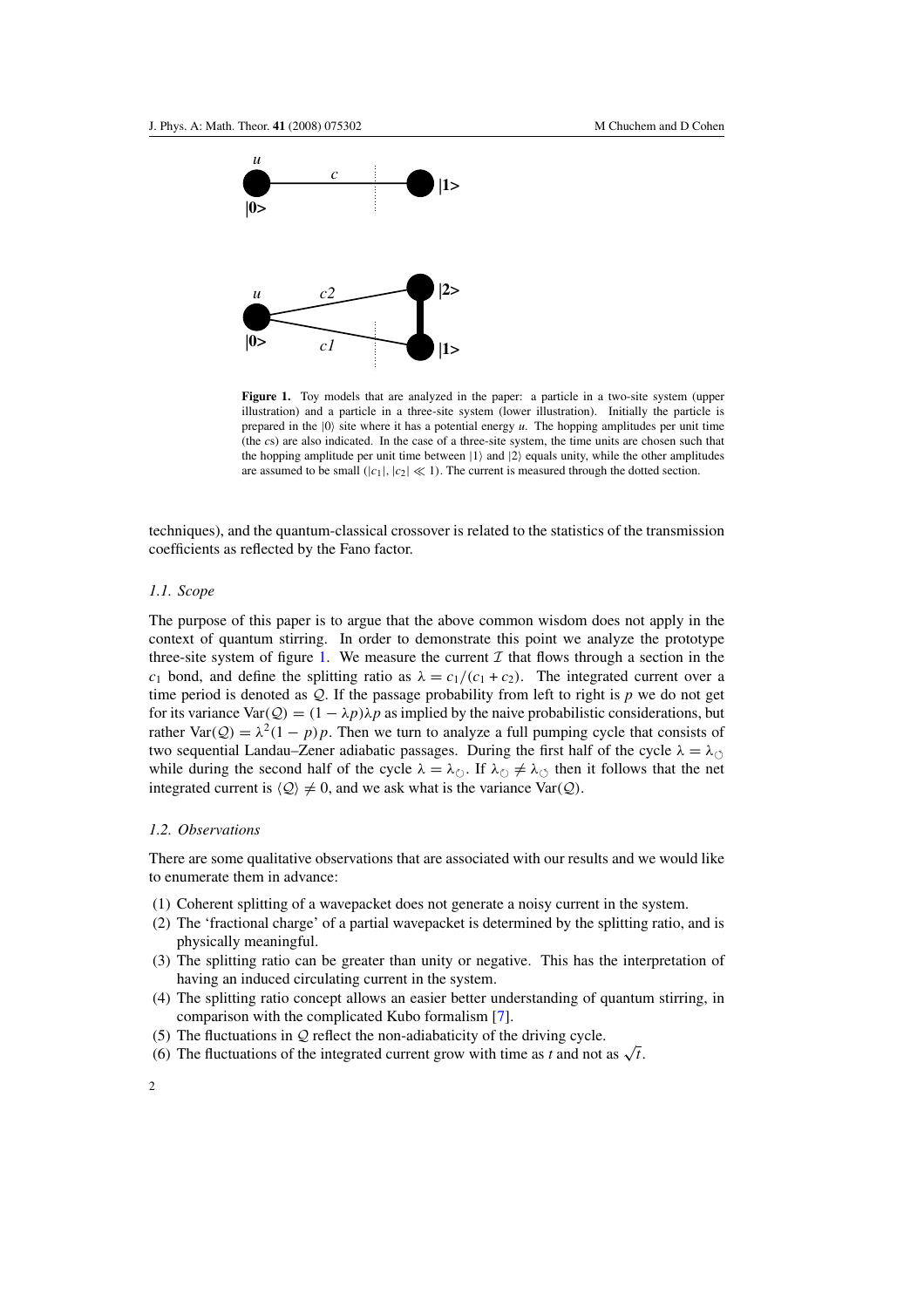**Figure 1.** Toy models that are analyzed in the paper: a particle in a two-site system (upper illustration) and a particle in a three-site system (lower illustration). Initially the particle is prepared in the $|0\rangle$ site where it has a potential energy $u$. The hopping amplitudes per unit time (the $c$s) are also indicated. In the case of a three-site system, the time units are chosen such that the hopping amplitude per unit time between $|1\rangle$ and $|2\rangle$ equals unity, while the other amplitudes are assumed to be small ($|c_1|, |c_2| \ll 1$). The current is measured through the dotted section.

techniques), and the quantum-classical crossover is related to the statistics of the transmission coefficients as reflected by the Fano factor.

### 1.1. Scope

The purpose of this paper is to argue that the above common wisdom does not apply in the context of quantum stirring. In order to demonstrate this point we analyze the prototype three-site system of figure 1. We measure the current $\mathcal{I}$ that flows through a section in the $c_1$ bond, and define the splitting ratio as $\lambda = c_1/(c_1 + c_2)$. The integrated current over a time period is denoted as $\mathcal{Q}$. If the passage probability from left to right is $p$ we do not get for its variance $\mathrm{Var}(\mathcal{Q}) = (1 - \lambda p)\lambda p$ as implied by the naive probabilistic considerations, but rather $\mathrm{Var}(\mathcal{Q}) = \lambda^2(1 - p)p$. Then we turn to analyze a full pumping cycle that consists of two sequential Landau–Zener adiabatic passages. During the first half of the cycle $\lambda = \lambda_{\circlearrowright}$ while during the second half of the cycle $\lambda = \lambda_{\circlearrowleft}$. If $\lambda_{\circlearrowright} \neq \lambda_{\circlearrowleft}$ then it follows that the net integrated current is $\langle \mathcal{Q} \rangle \neq 0$, and we ask what is the variance $\mathrm{Var}(\mathcal{Q})$.

### 1.2. Observations

There are some qualitative observations that are associated with our results and we would like to enumerate them in advance:

1. Coherent splitting of a wavepacket does not generate a noisy current in the system.
2. The 'fractional charge' of a partial wavepacket is determined by the splitting ratio, and is physically meaningful.
3. The splitting ratio can be greater than unity or negative. This has the interpretation of having an induced circulating current in the system.
4. The splitting ratio concept allows an easier better understanding of quantum stirring, in comparison with the complicated Kubo formalism [7].
5. The fluctuations in $\mathcal{Q}$ reflect the non-adiabaticity of the driving cycle.
6. The fluctuations of the integrated current grow with time as $t$ and not as $\sqrt{t}$.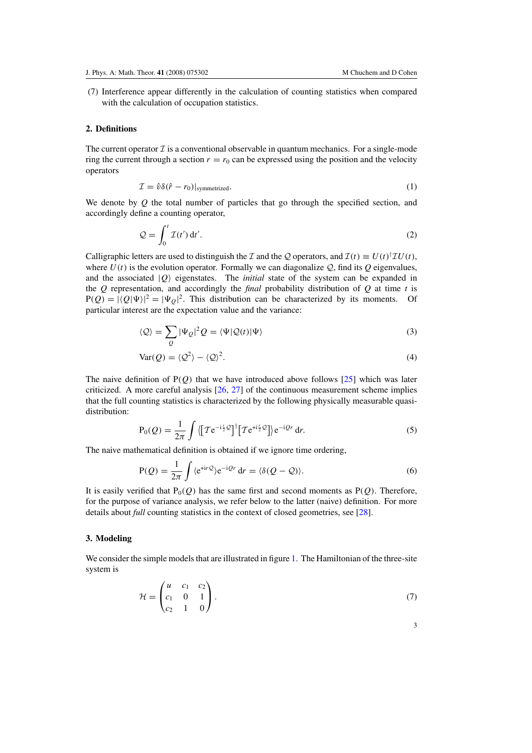(7) Interference appear differently in the calculation of counting statistics when compared with the calculation of occupation statistics.

## 2. Definitions

The current operator $\mathcal{I}$ is a conventional observable in quantum mechanics. For a single-mode ring the current through a section $r = r_0$ can be expressed using the position and the velocity operators

$$\mathcal{I} = \hat{v}\delta(\hat{r} - r_0)|_{\text{symmetrized}}. \tag{1}$$

We denote by $Q$ the total number of particles that go through the specified section, and accordingly define a counting operator,

$$\mathcal{Q} = \int_0^t \mathcal{I}(t')\,\mathrm{d}t'. \tag{2}$$

Calligraphic letters are used to distinguish the $\mathcal{I}$ and the $\mathcal{Q}$ operators, and $\mathcal{I}(t) \equiv U(t)^{\dagger}\mathcal{I}U(t)$, where $U(t)$ is the evolution operator. Formally we can diagonalize $\mathcal{Q}$, find its $Q$ eigenvalues, and the associated $|Q\rangle$ eigenstates. The *initial* state of the system can be expanded in the $Q$ representation, and accordingly the *final* probability distribution of $Q$ at time $t$ is $\mathrm{P}(Q) = |\langle Q|\Psi\rangle|^2 = |\Psi_Q|^2$. This distribution can be characterized by its moments. Of particular interest are the expectation value and the variance:

$$\langle \mathcal{Q}\rangle = \sum_Q |\Psi_Q|^2 Q = \langle\Psi|\mathcal{Q}(t)|\Psi\rangle \tag{3}$$

$$\mathrm{Var}(Q) = \langle \mathcal{Q}^2\rangle - \langle \mathcal{Q}\rangle^2. \tag{4}$$

The naive definition of $\mathrm{P}(Q)$ that we have introduced above follows [25] which was later criticized. A more careful analysis [26, 27] of the continuous measurement scheme implies that the full counting statistics is characterized by the following physically measurable quasi-distribution:

$$\mathrm{P}_0(Q) = \frac{1}{2\pi}\int \left\langle \left[\mathcal{T}\mathrm{e}^{-\mathrm{i}\frac{r}{2}\mathcal{Q}}\right]^{\dagger}\left[\mathcal{T}\mathrm{e}^{+\mathrm{i}\frac{r}{2}\mathcal{Q}}\right]\right\rangle \mathrm{e}^{-\mathrm{i}Qr}\,\mathrm{d}r. \tag{5}$$

The naive mathematical definition is obtained if we ignore time ordering,

$$\mathrm{P}(Q) = \frac{1}{2\pi}\int \langle \mathrm{e}^{+\mathrm{i}r\mathcal{Q}}\rangle \mathrm{e}^{-\mathrm{i}Qr}\,\mathrm{d}r = \langle\delta(Q - \mathcal{Q})\rangle. \tag{6}$$

It is easily verified that $\mathrm{P}_0(Q)$ has the same first and second moments as $\mathrm{P}(Q)$. Therefore, for the purpose of variance analysis, we refer below to the latter (naive) definition. For more details about *full* counting statistics in the context of closed geometries, see [28].

## 3. Modeling

We consider the simple models that are illustrated in figure 1. The Hamiltonian of the three-site system is

$$\mathcal{H} = \begin{pmatrix} u & c_1 & c_2 \\ c_1 & 0 & 1 \\ c_2 & 1 & 0 \end{pmatrix}. \tag{7}$$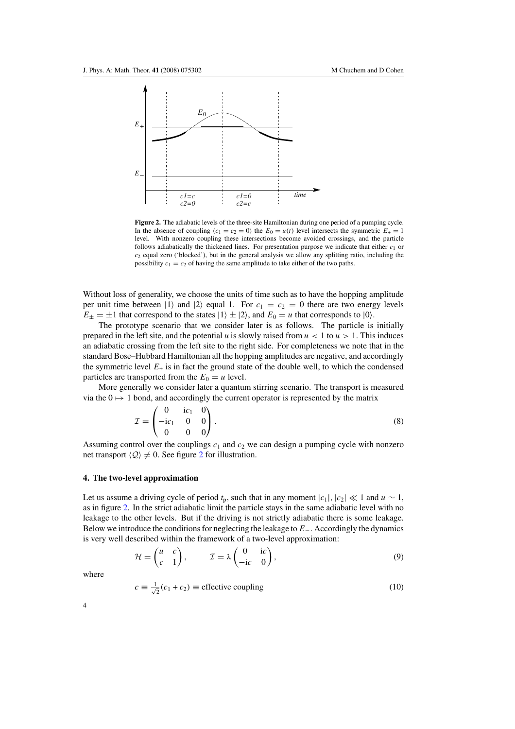**Figure 2.** The adiabatic levels of the three-site Hamiltonian during one period of a pumping cycle. In the absence of coupling ($c_1 = c_2 = 0$) the $E_0 = u(t)$ level intersects the symmetric $E_+ = 1$ level. With nonzero coupling these intersections become avoided crossings, and the particle follows adiabatically the thickened lines. For presentation purpose we indicate that either $c_1$ or $c_2$ equal zero ('blocked'), but in the general analysis we allow any splitting ratio, including the possibility $c_1 = c_2$ of having the same amplitude to take either of the two paths.

Without loss of generality, we choose the units of time such as to have the hopping amplitude per unit time between $|1\rangle$ and $|2\rangle$ equal 1. For $c_1 = c_2 = 0$ there are two energy levels $E_\pm = \pm 1$ that correspond to the states $|1\rangle \pm |2\rangle$, and $E_0 = u$ that corresponds to $|0\rangle$.

The prototype scenario that we consider later is as follows. The particle is initially prepared in the left site, and the potential $u$ is slowly raised from $u < 1$ to $u > 1$. This induces an adiabatic crossing from the left site to the right side. For completeness we note that in the standard Bose–Hubbard Hamiltonian all the hopping amplitudes are negative, and accordingly the symmetric level $E_+$ is in fact the ground state of the double well, to which the condensed particles are transported from the $E_0 = u$ level.

More generally we consider later a quantum stirring scenario. The transport is measured via the $0 \mapsto 1$ bond, and accordingly the current operator is represented by the matrix

$$\mathcal{I} = \begin{pmatrix} 0 & \mathrm{i}c_1 & 0 \\ -\mathrm{i}c_1 & 0 & 0 \\ 0 & 0 & 0 \end{pmatrix}. \tag{8}$$

Assuming control over the couplings $c_1$ and $c_2$ we can design a pumping cycle with nonzero net transport $\langle \mathcal{Q} \rangle \neq 0$. See figure 2 for illustration.

## 4. The two-level approximation

Let us assume a driving cycle of period $t_\mathrm{p}$, such that in any moment $|c_1|, |c_2| \ll 1$ and $u \sim 1$, as in figure 2. In the strict adiabatic limit the particle stays in the same adiabatic level with no leakage to the other levels. But if the driving is not strictly adiabatic there is some leakage. Below we introduce the conditions for neglecting the leakage to $E_-$. Accordingly the dynamics is very well described within the framework of a two-level approximation:

$$\mathcal{H} = \begin{pmatrix} u & c \\ c & 1 \end{pmatrix}, \qquad \mathcal{I} = \lambda \begin{pmatrix} 0 & \mathrm{i}c \\ -\mathrm{i}c & 0 \end{pmatrix}, \tag{9}$$

where

$$c \equiv \frac{1}{\sqrt{2}}(c_1 + c_2) \equiv \text{effective coupling} \tag{10}$$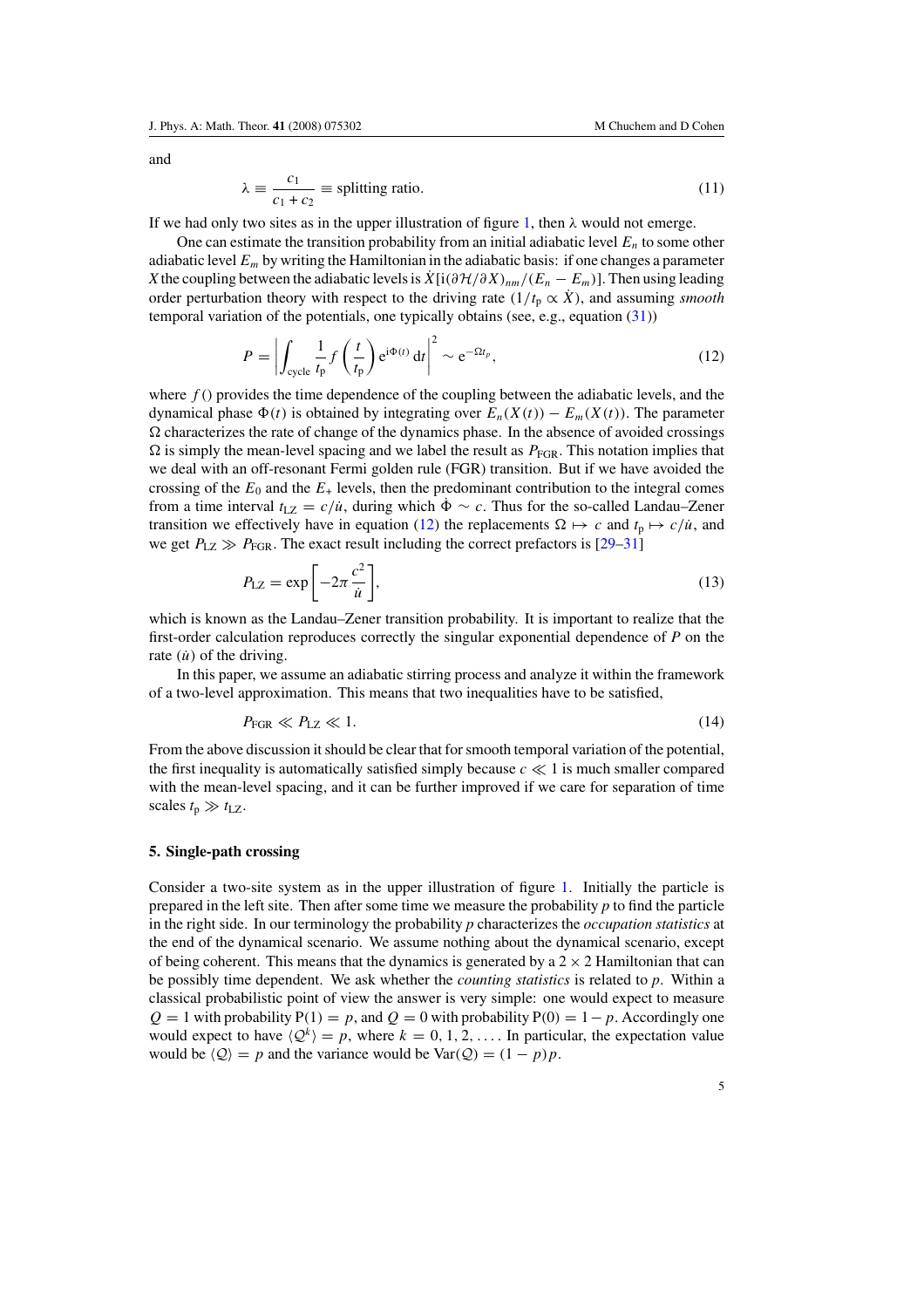and

$$\lambda \equiv \frac{c_1}{c_1 + c_2} \equiv \text{splitting ratio}. \tag{11}$$

If we had only two sites as in the upper illustration of figure 1, then $\lambda$ would not emerge.

One can estimate the transition probability from an initial adiabatic level $E_n$ to some other adiabatic level $E_m$ by writing the Hamiltonian in the adiabatic basis: if one changes a parameter $X$ the coupling between the adiabatic levels is $\dot{X}[\mathrm{i}(\partial\mathcal{H}/\partial X)_{nm}/(E_n - E_m)]$. Then using leading order perturbation theory with respect to the driving rate ($1/t_\mathrm{p} \propto \dot{X}$), and assuming *smooth* temporal variation of the potentials, one typically obtains (see, e.g., equation (31))

$$P = \left| \int_{\text{cycle}} \frac{1}{t_\mathrm{p}} f\left(\frac{t}{t_\mathrm{p}}\right) \mathrm{e}^{\mathrm{i}\Phi(t)}\,\mathrm{d}t \right|^2 \sim \mathrm{e}^{-\Omega t_\mathrm{p}}, \tag{12}$$

where $f()$ provides the time dependence of the coupling between the adiabatic levels, and the dynamical phase $\Phi(t)$ is obtained by integrating over $E_n(X(t)) - E_m(X(t))$. The parameter $\Omega$ characterizes the rate of change of the dynamics phase. In the absence of avoided crossings $\Omega$ is simply the mean-level spacing and we label the result as $P_{\mathrm{FGR}}$. This notation implies that we deal with an off-resonant Fermi golden rule (FGR) transition. But if we have avoided the crossing of the $E_0$ and the $E_+$ levels, then the predominant contribution to the integral comes from a time interval $t_{\mathrm{LZ}} = c/\dot{u}$, during which $\dot{\Phi} \sim c$. Thus for the so-called Landau–Zener transition we effectively have in equation (12) the replacements $\Omega \mapsto c$ and $t_\mathrm{p} \mapsto c/\dot{u}$, and we get $P_{\mathrm{LZ}} \gg P_{\mathrm{FGR}}$. The exact result including the correct prefactors is [29–31]

$$P_{\mathrm{LZ}} = \exp\left[-2\pi \frac{c^2}{\dot{u}}\right], \tag{13}$$

which is known as the Landau–Zener transition probability. It is important to realize that the first-order calculation reproduces correctly the singular exponential dependence of $P$ on the rate ($\dot{u}$) of the driving.

In this paper, we assume an adiabatic stirring process and analyze it within the framework of a two-level approximation. This means that two inequalities have to be satisfied,

$$P_{\mathrm{FGR}} \ll P_{\mathrm{LZ}} \ll 1. \tag{14}$$

From the above discussion it should be clear that for smooth temporal variation of the potential, the first inequality is automatically satisfied simply because $c \ll 1$ is much smaller compared with the mean-level spacing, and it can be further improved if we care for separation of time scales $t_\mathrm{p} \gg t_{\mathrm{LZ}}$.

## 5. Single-path crossing

Consider a two-site system as in the upper illustration of figure 1. Initially the particle is prepared in the left site. Then after some time we measure the probability $p$ to find the particle in the right side. In our terminology the probability $p$ characterizes the *occupation statistics* at the end of the dynamical scenario. We assume nothing about the dynamical scenario, except of being coherent. This means that the dynamics is generated by a $2 \times 2$ Hamiltonian that can be possibly time dependent. We ask whether the *counting statistics* is related to $p$. Within a classical probabilistic point of view the answer is very simple: one would expect to measure $\mathcal{Q} = 1$ with probability $\mathrm{P}(1) = p$, and $\mathcal{Q} = 0$ with probability $\mathrm{P}(0) = 1 - p$. Accordingly one would expect to have $\langle \mathcal{Q}^k \rangle = p$, where $k = 0, 1, 2, \ldots$. In particular, the expectation value would be $\langle \mathcal{Q} \rangle = p$ and the variance would be $\mathrm{Var}(\mathcal{Q}) = (1 - p)p$.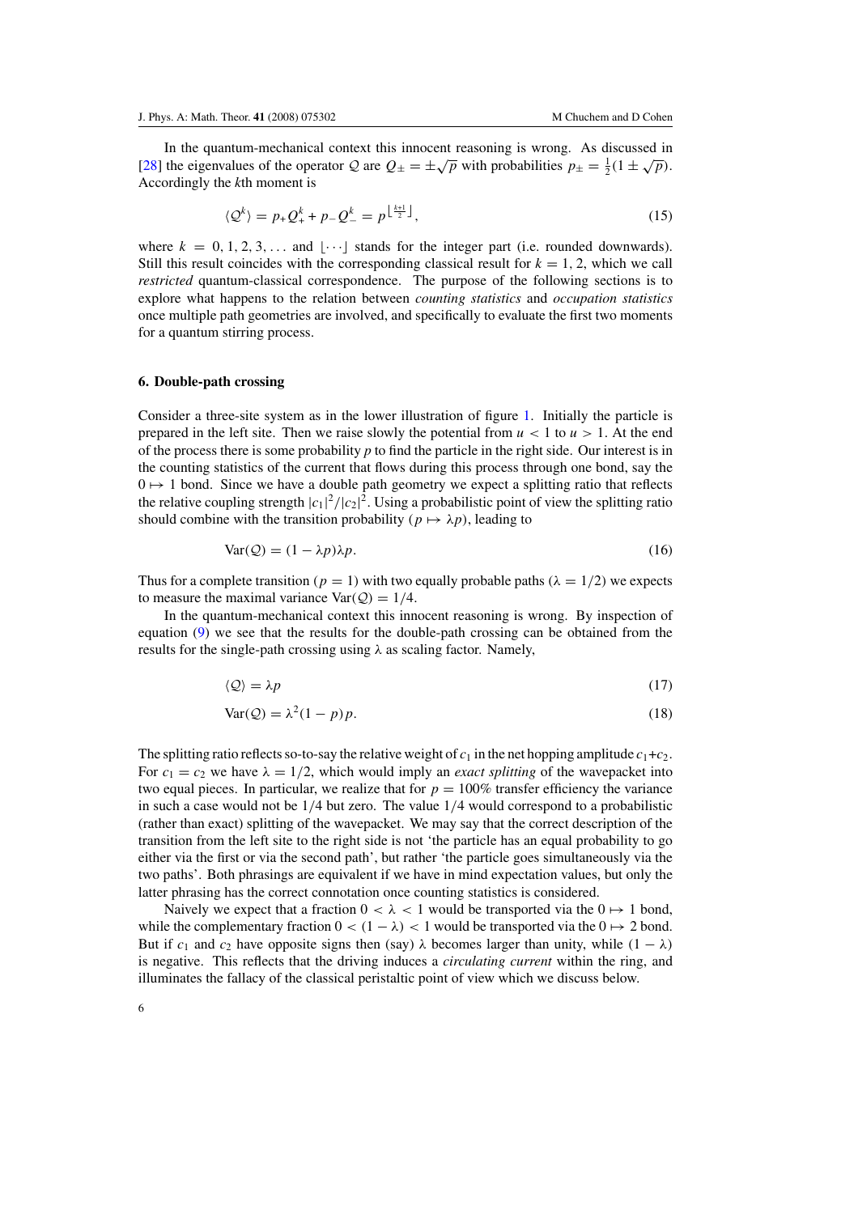In the quantum-mechanical context this innocent reasoning is wrong. As discussed in [28] the eigenvalues of the operator $\mathcal{Q}$ are $Q_{\pm} = \pm\sqrt{p}$ with probabilities $p_{\pm} = \frac{1}{2}(1 \pm \sqrt{p})$. Accordingly the $k$th moment is

$$\langle \mathcal{Q}^k \rangle = p_+ Q_+^k + p_- Q_-^k = p^{\lfloor \frac{k+1}{2} \rfloor}, \tag{15}$$

where $k = 0, 1, 2, 3, \ldots$ and $\lfloor \cdots \rfloor$ stands for the integer part (i.e. rounded downwards). Still this result coincides with the corresponding classical result for $k = 1, 2$, which we call *restricted* quantum-classical correspondence. The purpose of the following sections is to explore what happens to the relation between *counting statistics* and *occupation statistics* once multiple path geometries are involved, and specifically to evaluate the first two moments for a quantum stirring process.

### 6. Double-path crossing

Consider a three-site system as in the lower illustration of figure 1. Initially the particle is prepared in the left site. Then we raise slowly the potential from $u < 1$ to $u > 1$. At the end of the process there is some probability $p$ to find the particle in the right side. Our interest is in the counting statistics of the current that flows during this process through one bond, say the $0 \mapsto 1$ bond. Since we have a double path geometry we expect a splitting ratio that reflects the relative coupling strength $|c_1|^2/|c_2|^2$. Using a probabilistic point of view the splitting ratio should combine with the transition probability $(p \mapsto \lambda p)$, leading to

$$\mathrm{Var}(\mathcal{Q}) = (1 - \lambda p)\lambda p. \tag{16}$$

Thus for a complete transition ($p = 1$) with two equally probable paths ($\lambda = 1/2$) we expects to measure the maximal variance $\mathrm{Var}(\mathcal{Q}) = 1/4$.

In the quantum-mechanical context this innocent reasoning is wrong. By inspection of equation (9) we see that the results for the double-path crossing can be obtained from the results for the single-path crossing using $\lambda$ as scaling factor. Namely,

$$\langle \mathcal{Q} \rangle = \lambda p \tag{17}$$

$$\mathrm{Var}(\mathcal{Q}) = \lambda^2 (1 - p) p. \tag{18}$$

The splitting ratio reflects so-to-say the relative weight of $c_1$ in the net hopping amplitude $c_1 + c_2$. For $c_1 = c_2$ we have $\lambda = 1/2$, which would imply an *exact splitting* of the wavepacket into two equal pieces. In particular, we realize that for $p = 100\%$ transfer efficiency the variance in such a case would not be $1/4$ but zero. The value $1/4$ would correspond to a probabilistic (rather than exact) splitting of the wavepacket. We may say that the correct description of the transition from the left site to the right side is not 'the particle has an equal probability to go either via the first or via the second path', but rather 'the particle goes simultaneously via the two paths'. Both phrasings are equivalent if we have in mind expectation values, but only the latter phrasing has the correct connotation once counting statistics is considered.

Naively we expect that a fraction $0 < \lambda < 1$ would be transported via the $0 \mapsto 1$ bond, while the complementary fraction $0 < (1 - \lambda) < 1$ would be transported via the $0 \mapsto 2$ bond. But if $c_1$ and $c_2$ have opposite signs then (say) $\lambda$ becomes larger than unity, while $(1 - \lambda)$ is negative. This reflects that the driving induces a *circulating current* within the ring, and illuminates the fallacy of the classical peristaltic point of view which we discuss below.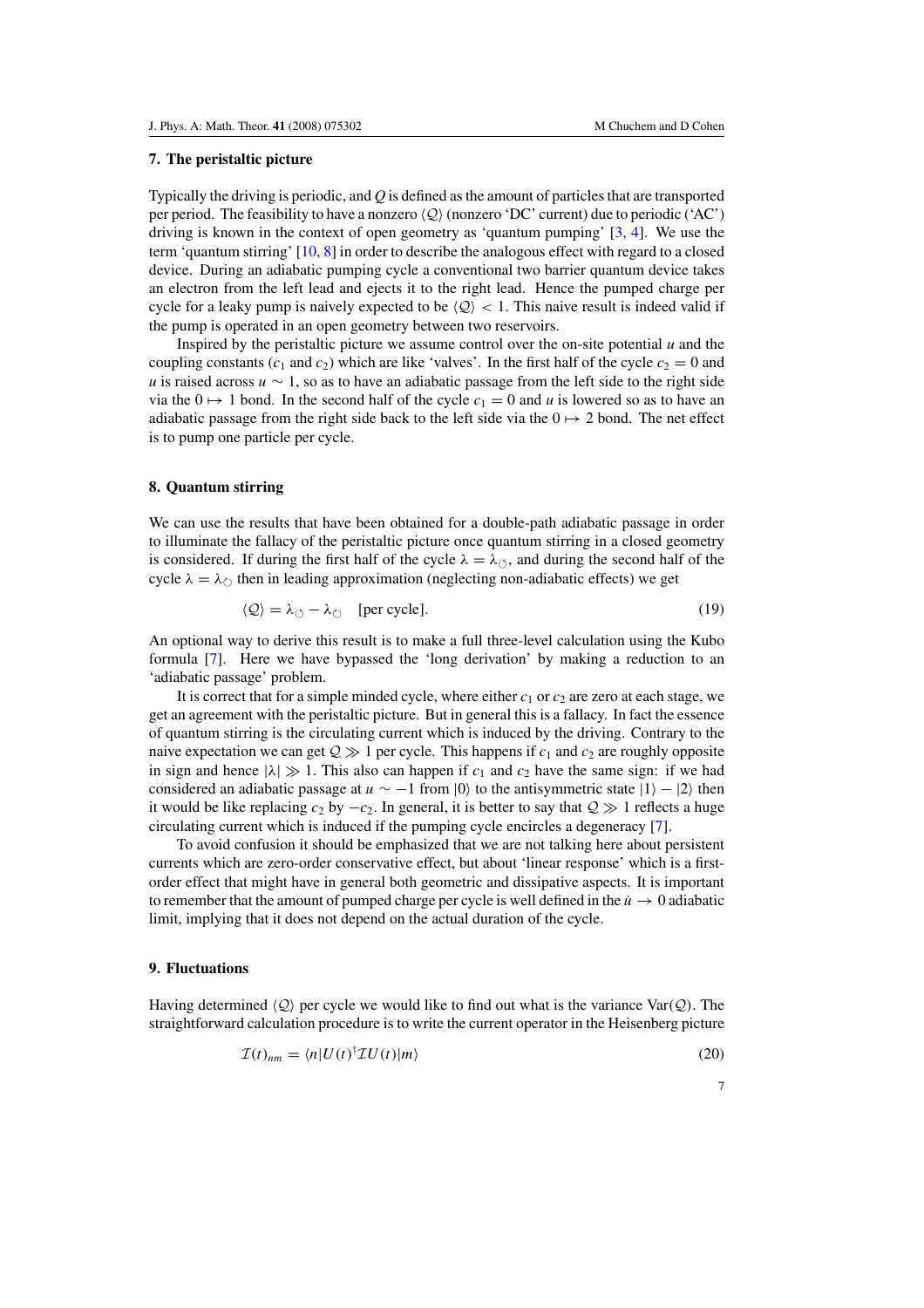## 7. The peristaltic picture

Typically the driving is periodic, and $Q$ is defined as the amount of particles that are transported per period. The feasibility to have a nonzero $\langle \mathcal{Q} \rangle$ (nonzero 'DC' current) due to periodic ('AC') driving is known in the context of open geometry as 'quantum pumping' [3, 4]. We use the term 'quantum stirring' [10, 8] in order to describe the analogous effect with regard to a closed device. During an adiabatic pumping cycle a conventional two barrier quantum device takes an electron from the left lead and ejects it to the right lead. Hence the pumped charge per cycle for a leaky pump is naively expected to be $\langle \mathcal{Q} \rangle < 1$. This naive result is indeed valid if the pump is operated in an open geometry between two reservoirs.

Inspired by the peristaltic picture we assume control over the on-site potential $u$ and the coupling constants ($c_1$ and $c_2$) which are like 'valves'. In the first half of the cycle $c_2 = 0$ and $u$ is raised across $u \sim 1$, so as to have an adiabatic passage from the left side to the right side via the $0 \mapsto 1$ bond. In the second half of the cycle $c_1 = 0$ and $u$ is lowered so as to have an adiabatic passage from the right side back to the left side via the $0 \mapsto 2$ bond. The net effect is to pump one particle per cycle.

## 8. Quantum stirring

We can use the results that have been obtained for a double-path adiabatic passage in order to illuminate the fallacy of the peristaltic picture once quantum stirring in a closed geometry is considered. If during the first half of the cycle $\lambda = \lambda_{\circlearrowleft}$, and during the second half of the cycle $\lambda = \lambda_{\circlearrowright}$ then in leading approximation (neglecting non-adiabatic effects) we get

$$\langle \mathcal{Q} \rangle = \lambda_{\circlearrowleft} - \lambda_{\circlearrowright} \quad \text{[per cycle]}. \tag{19}$$

An optional way to derive this result is to make a full three-level calculation using the Kubo formula [7]. Here we have bypassed the 'long derivation' by making a reduction to an 'adiabatic passage' problem.

It is correct that for a simple minded cycle, where either $c_1$ or $c_2$ are zero at each stage, we get an agreement with the peristaltic picture. But in general this is a fallacy. In fact the essence of quantum stirring is the circulating current which is induced by the driving. Contrary to the naive expectation we can get $\mathcal{Q} \gg 1$ per cycle. This happens if $c_1$ and $c_2$ are roughly opposite in sign and hence $|\lambda| \gg 1$. This also can happen if $c_1$ and $c_2$ have the same sign: if we had considered an adiabatic passage at $u \sim -1$ from $|0\rangle$ to the antisymmetric state $|1\rangle - |2\rangle$ then it would be like replacing $c_2$ by $-c_2$. In general, it is better to say that $\mathcal{Q} \gg 1$ reflects a huge circulating current which is induced if the pumping cycle encircles a degeneracy [7].

To avoid confusion it should be emphasized that we are not talking here about persistent currents which are zero-order conservative effect, but about 'linear response' which is a first-order effect that might have in general both geometric and dissipative aspects. It is important to remember that the amount of pumped charge per cycle is well defined in the $\dot{u} \to 0$ adiabatic limit, implying that it does not depend on the actual duration of the cycle.

## 9. Fluctuations

Having determined $\langle \mathcal{Q} \rangle$ per cycle we would like to find out what is the variance $\text{Var}(\mathcal{Q})$. The straightforward calculation procedure is to write the current operator in the Heisenberg picture

$$\mathcal{I}(t)_{nm} = \langle n | U(t)^{\dagger} \mathcal{I} U(t) | m \rangle \tag{20}$$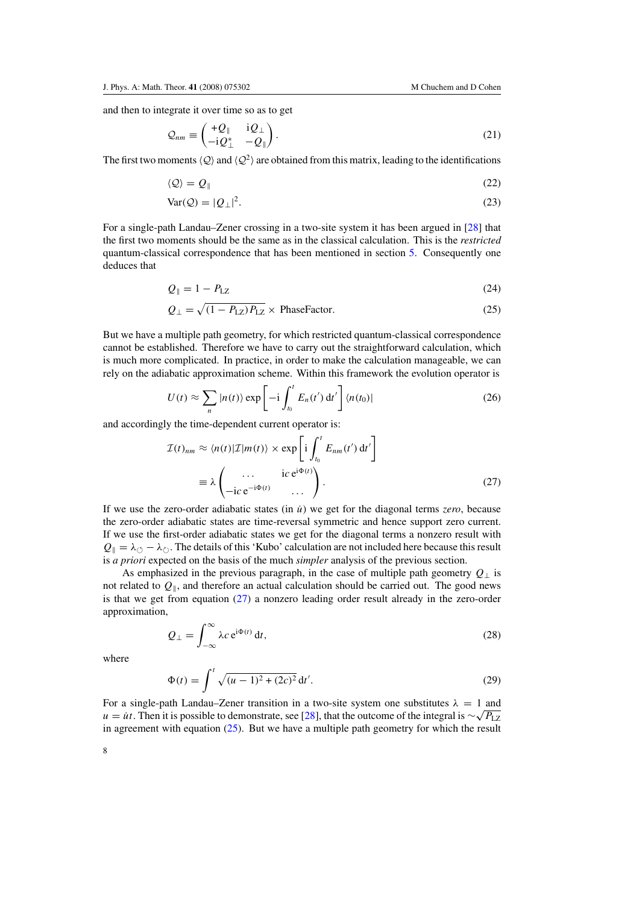and then to integrate it over time so as to get

$$\mathcal{Q}_{nm} \equiv \begin{pmatrix} +Q_{\parallel} & \mathrm{i}Q_{\perp} \\ -\mathrm{i}Q_{\perp}^{*} & -Q_{\parallel} \end{pmatrix}. \tag{21}$$

The first two moments $\langle \mathcal{Q} \rangle$ and $\langle \mathcal{Q}^2 \rangle$ are obtained from this matrix, leading to the identifications

$$\langle \mathcal{Q} \rangle = Q_{\parallel} \tag{22}$$

$$\mathrm{Var}(\mathcal{Q}) = |Q_{\perp}|^2. \tag{23}$$

For a single-path Landau–Zener crossing in a two-site system it has been argued in [28] that the first two moments should be the same as in the classical calculation. This is the *restricted* quantum-classical correspondence that has been mentioned in section 5. Consequently one deduces that

$$Q_{\parallel} = 1 - P_{\mathrm{LZ}} \tag{24}$$

$$Q_{\perp} = \sqrt{(1 - P_{\mathrm{LZ}})P_{\mathrm{LZ}}} \times \text{PhaseFactor}. \tag{25}$$

But we have a multiple path geometry, for which restricted quantum-classical correspondence cannot be established. Therefore we have to carry out the straightforward calculation, which is much more complicated. In practice, in order to make the calculation manageable, we can rely on the adiabatic approximation scheme. Within this framework the evolution operator is

$$U(t) \approx \sum_n |n(t)\rangle \exp\left[-\mathrm{i}\int_{t_0}^{t} E_n(t')\,\mathrm{d}t'\right] \langle n(t_0)| \tag{26}$$

and accordingly the time-dependent current operator is:

$$\begin{aligned} \mathcal{I}(t)_{nm} &\approx \langle n(t)|\mathcal{I}|m(t)\rangle \times \exp\left[\mathrm{i}\int_{t_0}^{t} E_{nm}(t')\,\mathrm{d}t'\right] \\ &\equiv \lambda \begin{pmatrix} \ldots & \mathrm{i}c\,\mathrm{e}^{\mathrm{i}\Phi(t)} \\ -\mathrm{i}c\,\mathrm{e}^{-\mathrm{i}\Phi(t)} & \ldots \end{pmatrix}. \end{aligned} \tag{27}$$

If we use the zero-order adiabatic states (in $\dot{u}$) we get for the diagonal terms *zero*, because the zero-order adiabatic states are time-reversal symmetric and hence support zero current. If we use the first-order adiabatic states we get for the diagonal terms a nonzero result with $Q_{\parallel} = \lambda_{\circlearrowleft} - \lambda_{\circlearrowright}$. The details of this 'Kubo' calculation are not included here because this result is *a priori* expected on the basis of the much *simpler* analysis of the previous section.

As emphasized in the previous paragraph, in the case of multiple path geometry $Q_{\perp}$ is not related to $Q_{\parallel}$, and therefore an actual calculation should be carried out. The good news is that we get from equation (27) a nonzero leading order result already in the zero-order approximation,

$$Q_{\perp} = \int_{-\infty}^{\infty} \lambda c\,\mathrm{e}^{\mathrm{i}\Phi(t)}\,\mathrm{d}t, \tag{28}$$

where

$$\Phi(t) = \int^{t} \sqrt{(u-1)^2 + (2c)^2}\,\mathrm{d}t'. \tag{29}$$

For a single-path Landau–Zener transition in a two-site system one substitutes $\lambda = 1$ and $u = \dot{u}t$. Then it is possible to demonstrate, see [28], that the outcome of the integral is $\sim\sqrt{P_{\mathrm{LZ}}}$ in agreement with equation (25). But we have a multiple path geometry for which the result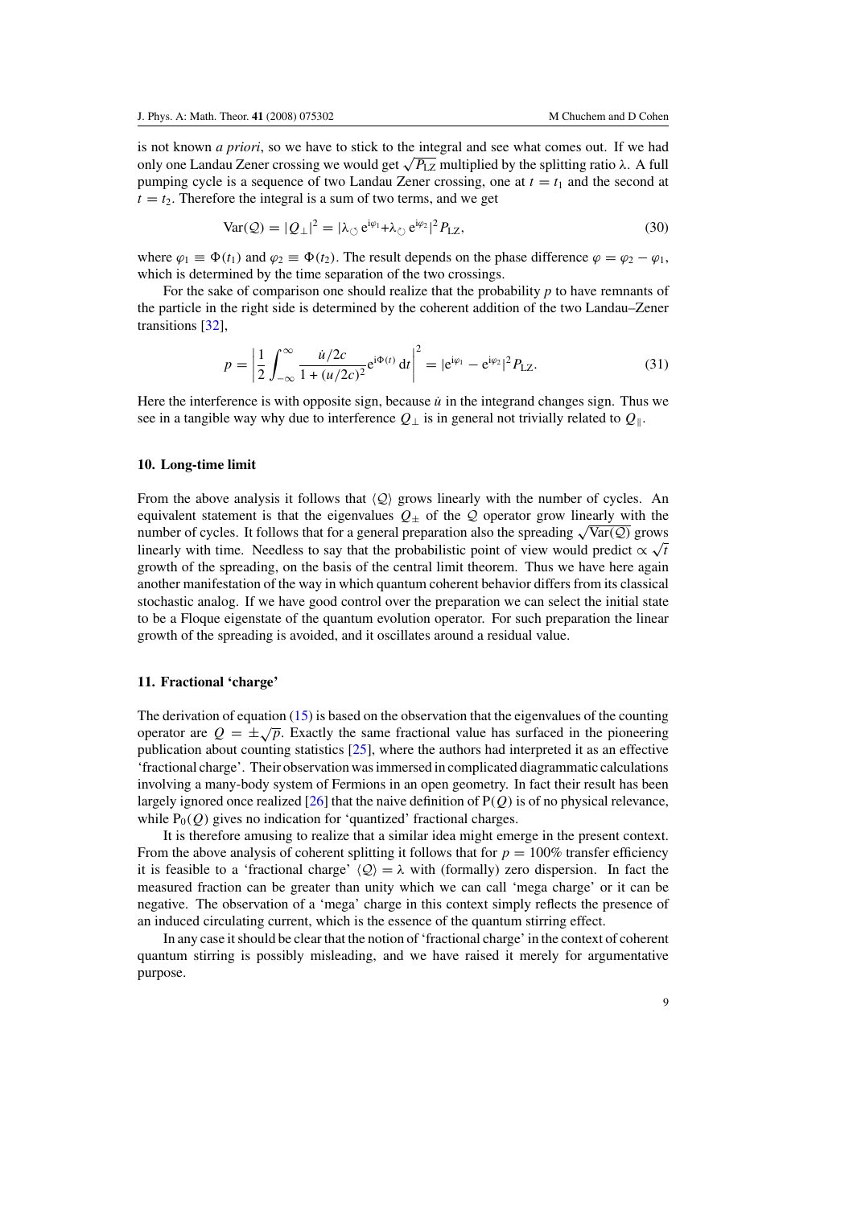is not known *a priori*, so we have to stick to the integral and see what comes out. If we had only one Landau Zener crossing we would get $\sqrt{P_{\mathrm{LZ}}}$ multiplied by the splitting ratio $\lambda$. A full pumping cycle is a sequence of two Landau Zener crossing, one at $t = t_1$ and the second at $t = t_2$. Therefore the integral is a sum of two terms, and we get

$$\mathrm{Var}(\mathcal{Q}) = |Q_\perp|^2 = |\lambda_{\circlearrowleft}\, \mathrm{e}^{\mathrm{i}\varphi_1} + \lambda_{\circlearrowright}\, \mathrm{e}^{\mathrm{i}\varphi_2}|^2 P_{\mathrm{LZ}}, \tag{30}$$

where $\varphi_1 \equiv \Phi(t_1)$ and $\varphi_2 \equiv \Phi(t_2)$. The result depends on the phase difference $\varphi = \varphi_2 - \varphi_1$, which is determined by the time separation of the two crossings.

For the sake of comparison one should realize that the probability $p$ to have remnants of the particle in the right side is determined by the coherent addition of the two Landau–Zener transitions [32],

$$p = \left| \frac{1}{2} \int_{-\infty}^{\infty} \frac{\dot{u}/2c}{1 + (u/2c)^2} \mathrm{e}^{\mathrm{i}\Phi(t)}\, \mathrm{d}t \right|^2 = |\mathrm{e}^{\mathrm{i}\varphi_1} - \mathrm{e}^{\mathrm{i}\varphi_2}|^2 P_{\mathrm{LZ}}. \tag{31}$$

Here the interference is with opposite sign, because $\dot{u}$ in the integrand changes sign. Thus we see in a tangible way why due to interference $Q_\perp$ is in general not trivially related to $Q_\parallel$.

## 10. Long-time limit

From the above analysis it follows that $\langle \mathcal{Q} \rangle$ grows linearly with the number of cycles. An equivalent statement is that the eigenvalues $Q_\pm$ of the $\mathcal{Q}$ operator grow linearly with the number of cycles. It follows that for a general preparation also the spreading $\sqrt{\mathrm{Var}(\mathcal{Q})}$ grows linearly with time. Needless to say that the probabilistic point of view would predict $\propto \sqrt{t}$ growth of the spreading, on the basis of the central limit theorem. Thus we have here again another manifestation of the way in which quantum coherent behavior differs from its classical stochastic analog. If we have good control over the preparation we can select the initial state to be a Floque eigenstate of the quantum evolution operator. For such preparation the linear growth of the spreading is avoided, and it oscillates around a residual value.

## 11. Fractional 'charge'

The derivation of equation (15) is based on the observation that the eigenvalues of the counting operator are $Q = \pm\sqrt{p}$. Exactly the same fractional value has surfaced in the pioneering publication about counting statistics [25], where the authors had interpreted it as an effective 'fractional charge'. Their observation was immersed in complicated diagrammatic calculations involving a many-body system of Fermions in an open geometry. In fact their result has been largely ignored once realized [26] that the naive definition of $\mathrm{P}(Q)$ is of no physical relevance, while $\mathrm{P}_0(Q)$ gives no indication for 'quantized' fractional charges.

It is therefore amusing to realize that a similar idea might emerge in the present context. From the above analysis of coherent splitting it follows that for $p = 100\%$ transfer efficiency it is feasible to a 'fractional charge' $\langle \mathcal{Q} \rangle = \lambda$ with (formally) zero dispersion. In fact the measured fraction can be greater than unity which we can call 'mega charge' or it can be negative. The observation of a 'mega' charge in this context simply reflects the presence of an induced circulating current, which is the essence of the quantum stirring effect.

In any case it should be clear that the notion of 'fractional charge' in the context of coherent quantum stirring is possibly misleading, and we have raised it merely for argumentative purpose.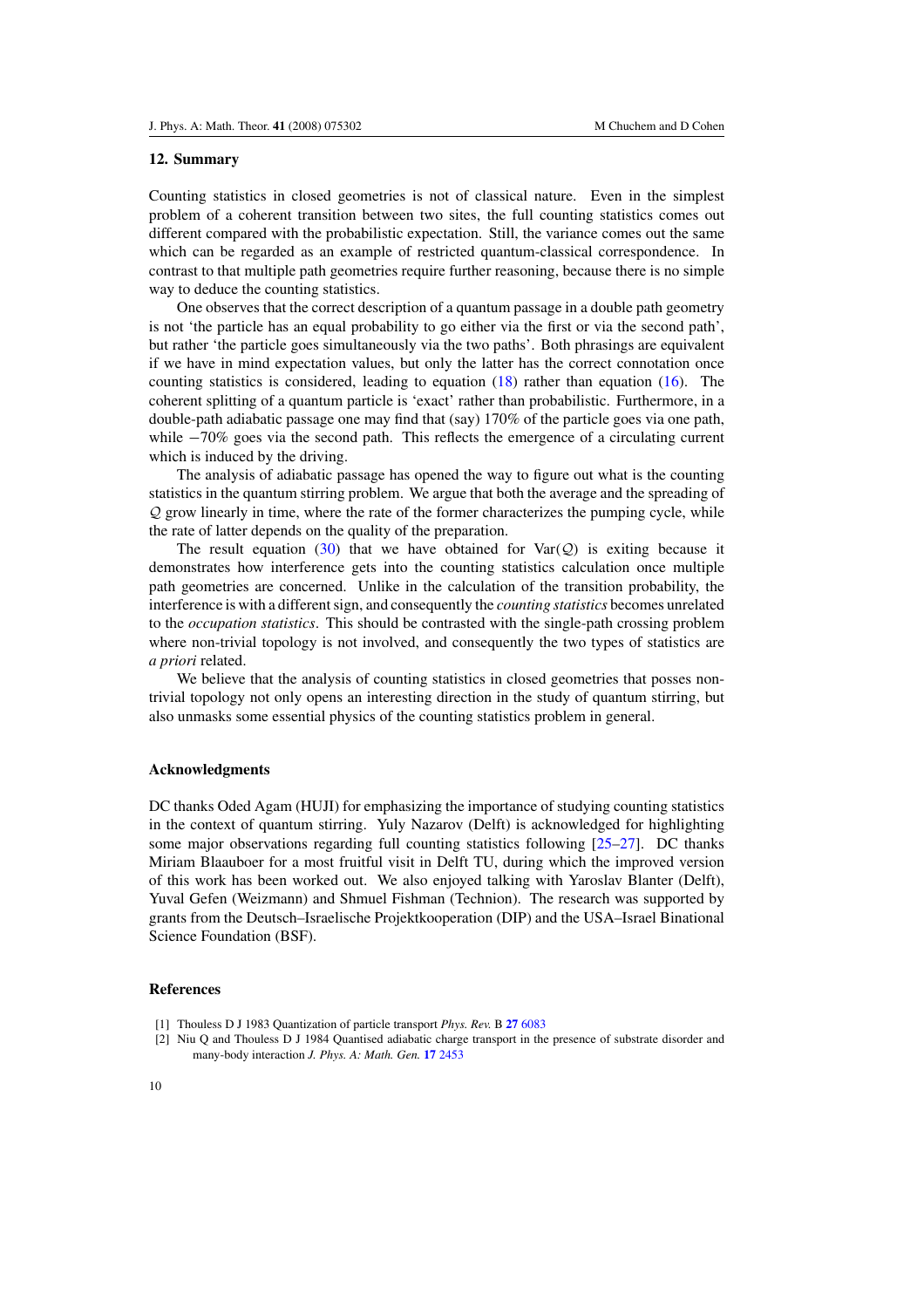## 12. Summary

Counting statistics in closed geometries is not of classical nature. Even in the simplest problem of a coherent transition between two sites, the full counting statistics comes out different compared with the probabilistic expectation. Still, the variance comes out the same which can be regarded as an example of restricted quantum-classical correspondence. In contrast to that multiple path geometries require further reasoning, because there is no simple way to deduce the counting statistics.

One observes that the correct description of a quantum passage in a double path geometry is not 'the particle has an equal probability to go either via the first or via the second path', but rather 'the particle goes simultaneously via the two paths'. Both phrasings are equivalent if we have in mind expectation values, but only the latter has the correct connotation once counting statistics is considered, leading to equation (18) rather than equation (16). The coherent splitting of a quantum particle is 'exact' rather than probabilistic. Furthermore, in a double-path adiabatic passage one may find that (say) 170% of the particle goes via one path, while −70% goes via the second path. This reflects the emergence of a circulating current which is induced by the driving.

The analysis of adiabatic passage has opened the way to figure out what is the counting statistics in the quantum stirring problem. We argue that both the average and the spreading of $\mathcal{Q}$ grow linearly in time, where the rate of the former characterizes the pumping cycle, while the rate of latter depends on the quality of the preparation.

The result equation (30) that we have obtained for $\mathrm{Var}(\mathcal{Q})$ is exiting because it demonstrates how interference gets into the counting statistics calculation once multiple path geometries are concerned. Unlike in the calculation of the transition probability, the interference is with a different sign, and consequently the *counting statistics* becomes unrelated to the *occupation statistics*. This should be contrasted with the single-path crossing problem where non-trivial topology is not involved, and consequently the two types of statistics are *a priori* related.

We believe that the analysis of counting statistics in closed geometries that posses non-trivial topology not only opens an interesting direction in the study of quantum stirring, but also unmasks some essential physics of the counting statistics problem in general.

### Acknowledgments

DC thanks Oded Agam (HUJI) for emphasizing the importance of studying counting statistics in the context of quantum stirring. Yuly Nazarov (Delft) is acknowledged for highlighting some major observations regarding full counting statistics following [25–27]. DC thanks Miriam Blaauboer for a most fruitful visit in Delft TU, during which the improved version of this work has been worked out. We also enjoyed talking with Yaroslav Blanter (Delft), Yuval Gefen (Weizmann) and Shmuel Fishman (Technion). The research was supported by grants from the Deutsch–Israelische Projektkooperation (DIP) and the USA–Israel Binational Science Foundation (BSF).

### References

[1] Thouless D J 1983 Quantization of particle transport *Phys. Rev.* B **27** 6083

[2] Niu Q and Thouless D J 1984 Quantised adiabatic charge transport in the presence of substrate disorder and many-body interaction *J. Phys. A: Math. Gen.* **17** 2453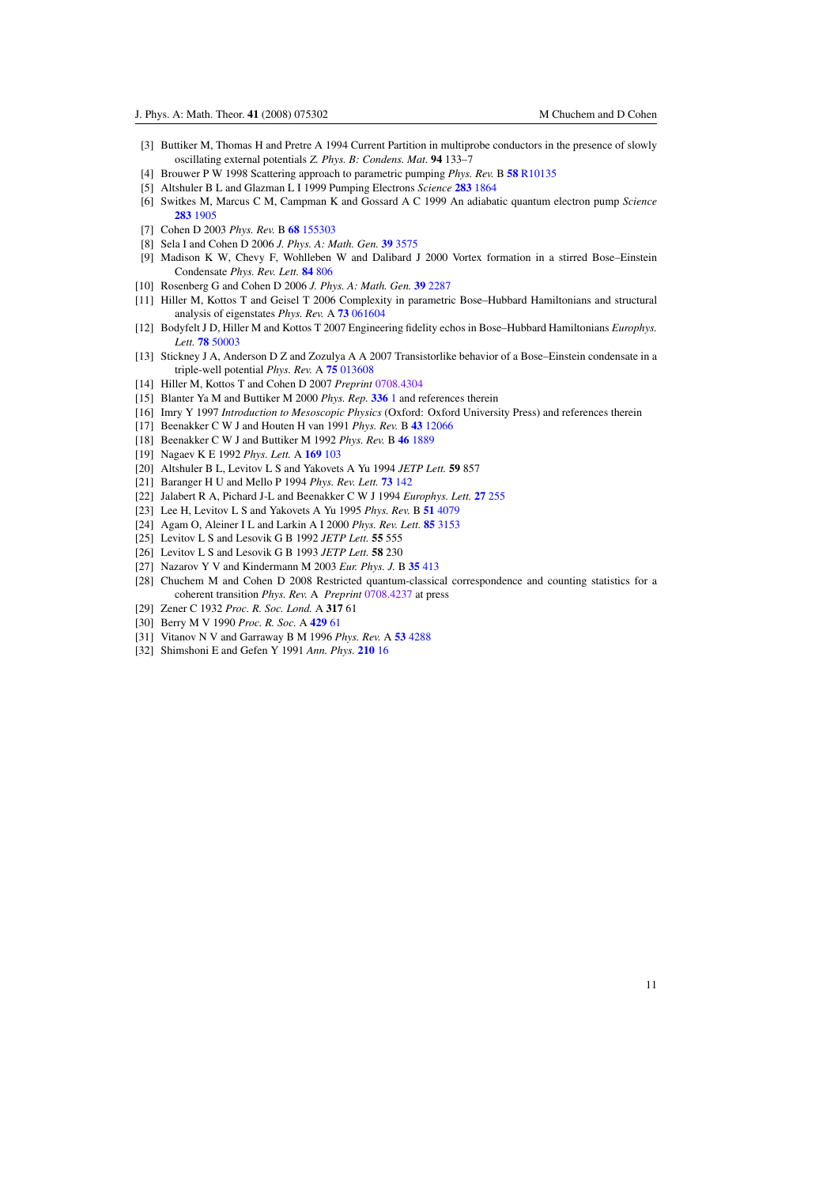- [3] Buttiker M, Thomas H and Pretre A 1994 Current Partition in multiprobe conductors in the presence of slowly oscillating external potentials *Z. Phys. B: Condens. Mat.* **94** 133–7
- [4] Brouwer P W 1998 Scattering approach to parametric pumping *Phys. Rev.* B **58** R10135
- [5] Altshuler B L and Glazman L I 1999 Pumping Electrons *Science* **283** 1864
- [6] Switkes M, Marcus C M, Campman K and Gossard A C 1999 An adiabatic quantum electron pump *Science* **283** 1905
- [7] Cohen D 2003 *Phys. Rev.* B **68** 155303
- [8] Sela I and Cohen D 2006 *J. Phys. A: Math. Gen.* **39** 3575
- [9] Madison K W, Chevy F, Wohlleben W and Dalibard J 2000 Vortex formation in a stirred Bose–Einstein Condensate *Phys. Rev. Lett.* **84** 806
- [10] Rosenberg G and Cohen D 2006 *J. Phys. A: Math. Gen.* **39** 2287
- [11] Hiller M, Kottos T and Geisel T 2006 Complexity in parametric Bose–Hubbard Hamiltonians and structural analysis of eigenstates *Phys. Rev.* A **73** 061604
- [12] Bodyfelt J D, Hiller M and Kottos T 2007 Engineering fidelity echos in Bose–Hubbard Hamiltonians *Europhys. Lett.* **78** 50003
- [13] Stickney J A, Anderson D Z and Zozulya A A 2007 Transistorlike behavior of a Bose–Einstein condensate in a triple-well potential *Phys. Rev.* A **75** 013608
- [14] Hiller M, Kottos T and Cohen D 2007 *Preprint* 0708.4304
- [15] Blanter Ya M and Buttiker M 2000 *Phys. Rep.* **336** 1 and references therein
- [16] Imry Y 1997 *Introduction to Mesoscopic Physics* (Oxford: Oxford University Press) and references therein
- [17] Beenakker C W J and Houten H van 1991 *Phys. Rev.* B **43** 12066
- [18] Beenakker C W J and Buttiker M 1992 *Phys. Rev.* B **46** 1889
- [19] Nagaev K E 1992 *Phys. Lett.* A **169** 103
- [20] Altshuler B L, Levitov L S and Yakovets A Yu 1994 *JETP Lett.* **59** 857
- [21] Baranger H U and Mello P 1994 *Phys. Rev. Lett.* **73** 142
- [22] Jalabert R A, Pichard J-L and Beenakker C W J 1994 *Europhys. Lett.* **27** 255
- [23] Lee H, Levitov L S and Yakovets A Yu 1995 *Phys. Rev.* B **51** 4079
- [24] Agam O, Aleiner I L and Larkin A I 2000 *Phys. Rev. Lett.* **85** 3153
- [25] Levitov L S and Lesovik G B 1992 *JETP Lett.* **55** 555
- [26] Levitov L S and Lesovik G B 1993 *JETP Lett.* **58** 230
- [27] Nazarov Y V and Kindermann M 2003 *Eur. Phys. J.* B **35** 413
- [28] Chuchem M and Cohen D 2008 Restricted quantum-classical correspondence and counting statistics for a coherent transition *Phys. Rev.* A *Preprint* 0708.4237 at press
- [29] Zener C 1932 *Proc. R. Soc. Lond.* A **317** 61
- [30] Berry M V 1990 *Proc. R. Soc.* A **429** 61
- [31] Vitanov N V and Garraway B M 1996 *Phys. Rev.* A **53** 4288
- [32] Shimshoni E and Gefen Y 1991 *Ann. Phys.* **210** 16